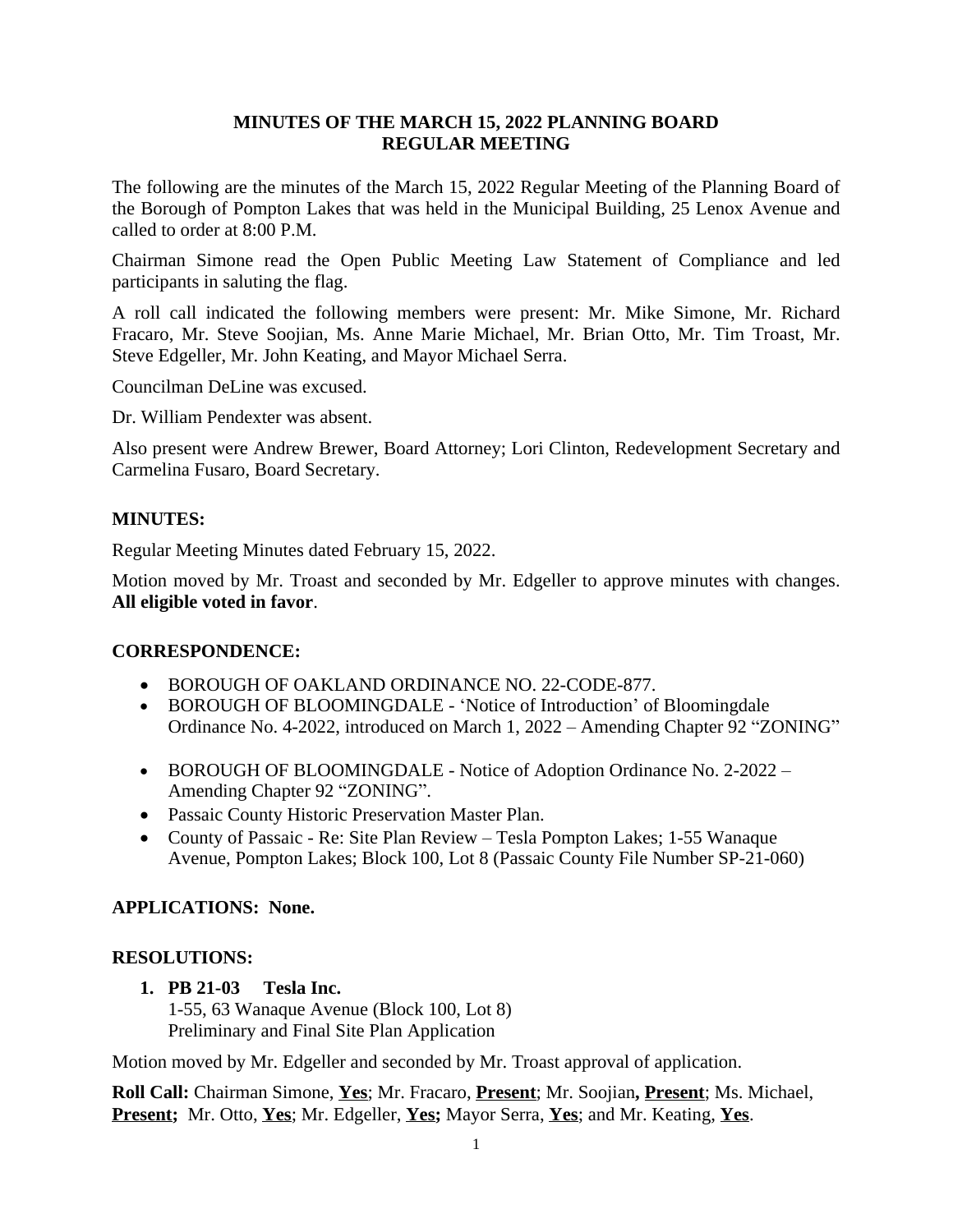# MINUTES OF THE MARCH 15, 2022 PLANNING BOARD REGULAR MEETING

The following are the minutes of the March 15, 2022 Regular Meeting of the Planning Board of the Borough of Pompton Lakes that was held in the Municipal Building, 25 Lenox Avenue and called to order at 8:00 P.M.

Chairman Simone read the Open Public Meeting Law Statement of Compliance and led participants in saluting the flag.

A roll call indicated the following members were present: Mr. Mike Simone, Mr. Richard Fracaro, Mr. Steve Soojian, Ms. Anne Marie Michael, Mr. Brian Otto, Mr. Tim Troast, Mr. Steve Edgeller, Mr. John Keating, and Mayor Michael Serra.

Councilman DeLine was excused.

Dr. William Pendexter was absent.

Also present were Andrew Brewer, Board Attorney; Lori Clinton, Redevelopment Secretary and Carmelina Fusaro, Board Secretary.

## MINUTES:

Regular Meeting Minutes dated February 15, 2022.

Motion moved by Mr. Troast and seconded by Mr. Edgeller to approve minutes with changes. **All eligible voted in favor**.

## CORRESPONDENCE:

- BOROUGH OF OAKLAND ORDINANCE NO. 22-CODE-877.
- BOROUGH OF BLOOMINGDALE - 'Notice of Introduction' of Bloomingdale Ordinance No. 4-2022, introduced on March 1, 2022 – Amending Chapter 92 "ZONING"
- BOROUGH OF BLOOMINGDALE - Notice of Adoption Ordinance No. 2-2022 – Amending Chapter 92 "ZONING".
- Passaic County Historic Preservation Master Plan.
- County of Passaic - Re: Site Plan Review – Tesla Pompton Lakes; 1-55 Wanaque Avenue, Pompton Lakes; Block 100, Lot 8 (Passaic County File Number SP-21-060)

## APPLICATIONS: None.

## RESOLUTIONS:

1. **PB 21-03 Tesla Inc.**
   1-55, 63 Wanaque Avenue (Block 100, Lot 8)
   Preliminary and Final Site Plan Application

Motion moved by Mr. Edgeller and seconded by Mr. Troast approval of application.

**Roll Call:** Chairman Simone, **<u>Yes</u>**; Mr. Fracaro, **<u>Present</u>**; Mr. Soojian**, <u>Present</u>**; Ms. Michael, **<u>Present</u>;** Mr. Otto, **<u>Yes</u>**; Mr. Edgeller, **<u>Yes</u>;** Mayor Serra, **<u>Yes</u>**; and Mr. Keating, **<u>Yes</u>**.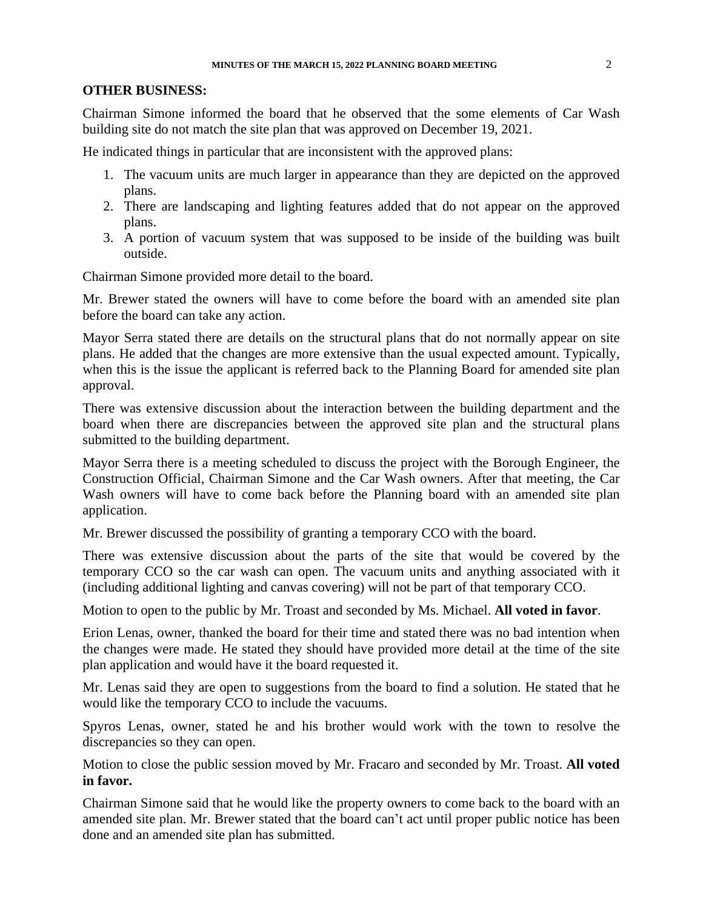**OTHER BUSINESS:**

Chairman Simone informed the board that he observed that the some elements of Car Wash building site do not match the site plan that was approved on December 19, 2021.

He indicated things in particular that are inconsistent with the approved plans:

1. The vacuum units are much larger in appearance than they are depicted on the approved plans.
2. There are landscaping and lighting features added that do not appear on the approved plans.
3. A portion of vacuum system that was supposed to be inside of the building was built outside.

Chairman Simone provided more detail to the board.

Mr. Brewer stated the owners will have to come before the board with an amended site plan before the board can take any action.

Mayor Serra stated there are details on the structural plans that do not normally appear on site plans. He added that the changes are more extensive than the usual expected amount. Typically, when this is the issue the applicant is referred back to the Planning Board for amended site plan approval.

There was extensive discussion about the interaction between the building department and the board when there are discrepancies between the approved site plan and the structural plans submitted to the building department.

Mayor Serra there is a meeting scheduled to discuss the project with the Borough Engineer, the Construction Official, Chairman Simone and the Car Wash owners. After that meeting, the Car Wash owners will have to come back before the Planning board with an amended site plan application.

Mr. Brewer discussed the possibility of granting a temporary CCO with the board.

There was extensive discussion about the parts of the site that would be covered by the temporary CCO so the car wash can open. The vacuum units and anything associated with it (including additional lighting and canvas covering) will not be part of that temporary CCO.

Motion to open to the public by Mr. Troast and seconded by Ms. Michael. **All voted in favor**.

Erion Lenas, owner, thanked the board for their time and stated there was no bad intention when the changes were made. He stated they should have provided more detail at the time of the site plan application and would have it the board requested it.

Mr. Lenas said they are open to suggestions from the board to find a solution. He stated that he would like the temporary CCO to include the vacuums.

Spyros Lenas, owner, stated he and his brother would work with the town to resolve the discrepancies so they can open.

Motion to close the public session moved by Mr. Fracaro and seconded by Mr. Troast. **All voted in favor.**

Chairman Simone said that he would like the property owners to come back to the board with an amended site plan. Mr. Brewer stated that the board can't act until proper public notice has been done and an amended site plan has submitted.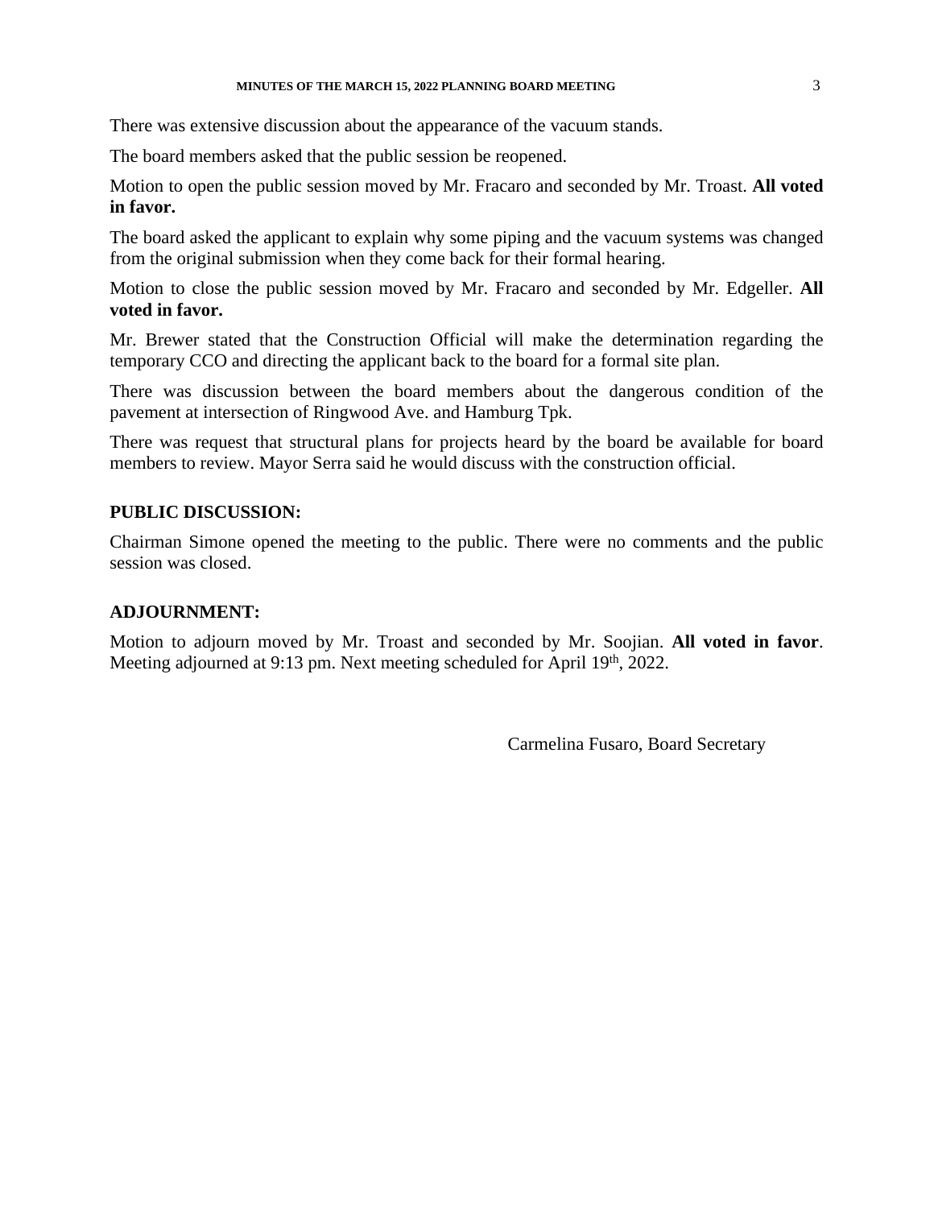There was extensive discussion about the appearance of the vacuum stands.

The board members asked that the public session be reopened.

Motion to open the public session moved by Mr. Fracaro and seconded by Mr. Troast. **All voted in favor.**

The board asked the applicant to explain why some piping and the vacuum systems was changed from the original submission when they come back for their formal hearing.

Motion to close the public session moved by Mr. Fracaro and seconded by Mr. Edgeller. **All voted in favor.**

Mr. Brewer stated that the Construction Official will make the determination regarding the temporary CCO and directing the applicant back to the board for a formal site plan.

There was discussion between the board members about the dangerous condition of the pavement at intersection of Ringwood Ave. and Hamburg Tpk.

There was request that structural plans for projects heard by the board be available for board members to review. Mayor Serra said he would discuss with the construction official.

## PUBLIC DISCUSSION:

Chairman Simone opened the meeting to the public. There were no comments and the public session was closed.

## ADJOURNMENT:

Motion to adjourn moved by Mr. Troast and seconded by Mr. Soojian. **All voted in favor**. Meeting adjourned at 9:13 pm. Next meeting scheduled for April 19th, 2022.

Carmelina Fusaro, Board Secretary